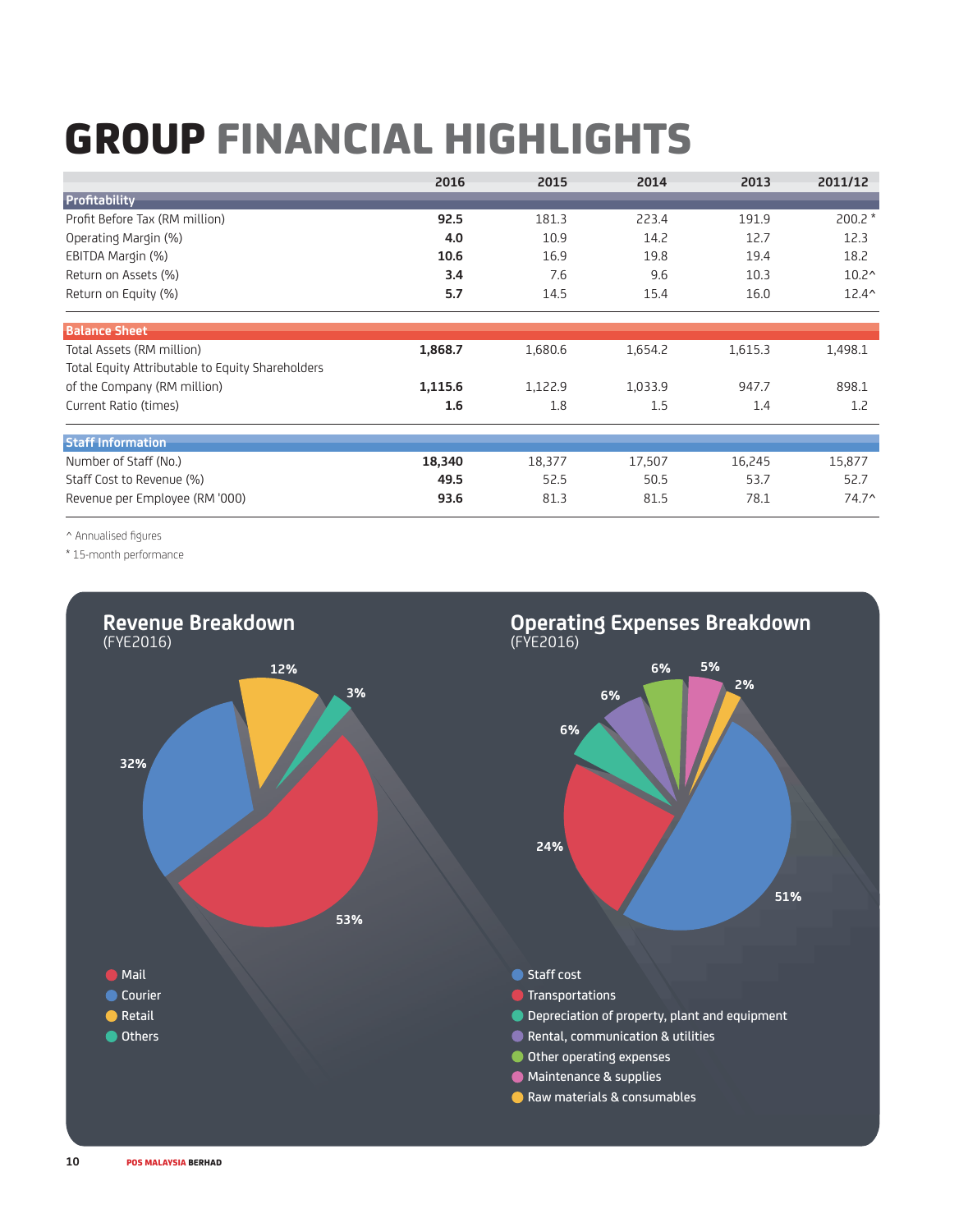# GROUP FINANCIAL HIGHLIGHTS

| | 2016 | 2015 | 2014 | 2013 | 2011/12 |
|---|---|---|---|---|---|
| **Profitability** | | | | | |
| Profit Before Tax (RM million) | **92.5** | 181.3 | 223.4 | 191.9 | 200.2 * |
| Operating Margin (%) | **4.0** | 10.9 | 14.2 | 12.7 | 12.3 |
| EBITDA Margin (%) | **10.6** | 16.9 | 19.8 | 19.4 | 18.2 |
| Return on Assets (%) | **3.4** | 7.6 | 9.6 | 10.3 | 10.2^ |
| Return on Equity (%) | **5.7** | 14.5 | 15.4 | 16.0 | 12.4^ |
| **Balance Sheet** | | | | | |
| Total Assets (RM million) | **1,868.7** | 1,680.6 | 1,654.2 | 1,615.3 | 1,498.1 |
| Total Equity Attributable to Equity Shareholders of the Company (RM million) | **1,115.6** | 1,122.9 | 1,033.9 | 947.7 | 898.1 |
| Current Ratio (times) | **1.6** | 1.8 | 1.5 | 1.4 | 1.2 |
| **Staff Information** | | | | | |
| Number of Staff (No.) | **18,340** | 18,377 | 17,507 | 16,245 | 15,877 |
| Staff Cost to Revenue (%) | **49.5** | 52.5 | 50.5 | 53.7 | 52.7 |
| Revenue per Employee (RM '000) | **93.6** | 81.3 | 81.5 | 78.1 | 74.7^ |

^ Annualised figures

* 15-month performance

## Revenue Breakdown
(FYE2016)

- Mail: 53%
- Courier: 32%
- Retail: 12%
- Others: 3%

## Operating Expenses Breakdown
(FYE2016)

- Staff cost: 51%
- Transportations: 24%
- Depreciation of property, plant and equipment: 6%
- Rental, communication & utilities: 6%
- Other operating expenses: 6%
- Maintenance & supplies: 5%
- Raw materials & consumables: 2%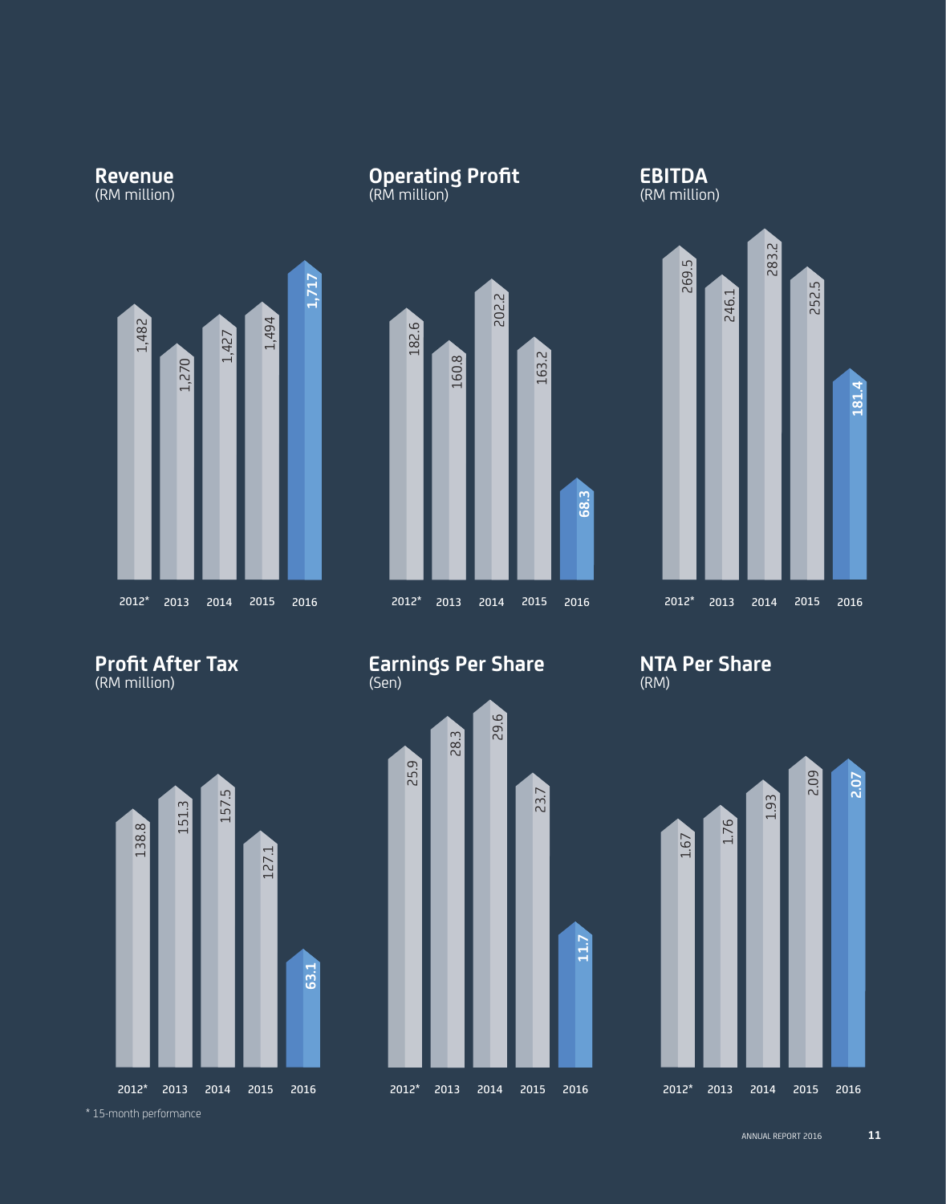## Revenue
(RM million)

1,482
1,270
1,427
1,494
1,717

2012* 2013 2014 2015 2016

## Operating Profit
(RM million)

182.6
160.8
202.2
163.2
68.3

2012* 2013 2014 2015 2016

## EBITDA
(RM million)

269.5
246.1
283.2
252.5
181.4

2012* 2013 2014 2015 2016

## Profit After Tax
(RM million)

138.8
151.3
157.5
127.1
63.1

2012* 2013 2014 2015 2016

## Earnings Per Share
(Sen)

25.9
28.3
29.6
23.7
11.7

2012* 2013 2014 2015 2016

## NTA Per Share
(RM)

1.67
1.76
1.93
2.09
2.07

2012* 2013 2014 2015 2016

* 15-month performance